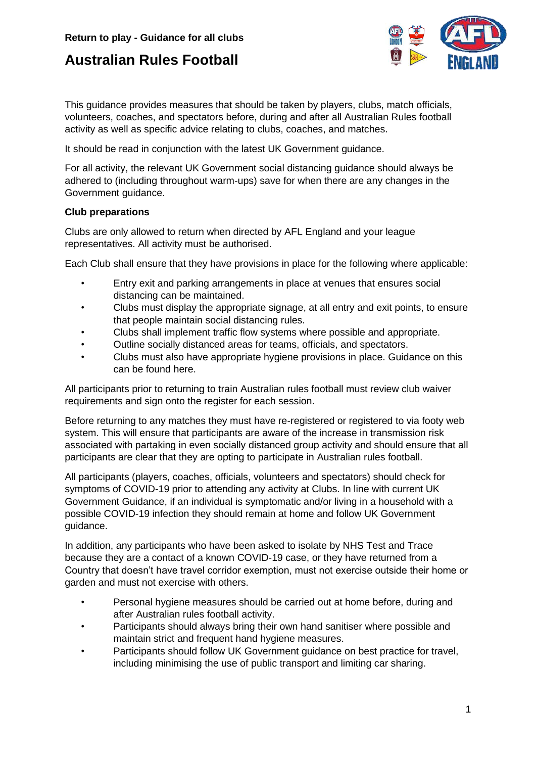**Return to play - Guidance for all clubs**

# Australian Rules Football

This guidance provides measures that should be taken by players, clubs, match officials, volunteers, coaches, and spectators before, during and after all Australian Rules football activity as well as specific advice relating to clubs, coaches, and matches.

It should be read in conjunction with the latest UK Government guidance.

For all activity, the relevant UK Government social distancing guidance should always be adhered to (including throughout warm-ups) save for when there are any changes in the Government guidance.

**Club preparations**

Clubs are only allowed to return when directed by AFL England and your league representatives. All activity must be authorised.

Each Club shall ensure that they have provisions in place for the following where applicable:

- Entry exit and parking arrangements in place at venues that ensures social distancing can be maintained.
- Clubs must display the appropriate signage, at all entry and exit points, to ensure that people maintain social distancing rules.
- Clubs shall implement traffic flow systems where possible and appropriate.
- Outline socially distanced areas for teams, officials, and spectators.
- Clubs must also have appropriate hygiene provisions in place. Guidance on this can be found here.

All participants prior to returning to train Australian rules football must review club waiver requirements and sign onto the register for each session.

Before returning to any matches they must have re-registered or registered to via footy web system. This will ensure that participants are aware of the increase in transmission risk associated with partaking in even socially distanced group activity and should ensure that all participants are clear that they are opting to participate in Australian rules football.

All participants (players, coaches, officials, volunteers and spectators) should check for symptoms of COVID-19 prior to attending any activity at Clubs. In line with current UK Government Guidance, if an individual is symptomatic and/or living in a household with a possible COVID-19 infection they should remain at home and follow UK Government guidance.

In addition, any participants who have been asked to isolate by NHS Test and Trace because they are a contact of a known COVID-19 case, or they have returned from a Country that doesn't have travel corridor exemption, must not exercise outside their home or garden and must not exercise with others.

- Personal hygiene measures should be carried out at home before, during and after Australian rules football activity.
- Participants should always bring their own hand sanitiser where possible and maintain strict and frequent hand hygiene measures.
- Participants should follow UK Government guidance on best practice for travel, including minimising the use of public transport and limiting car sharing.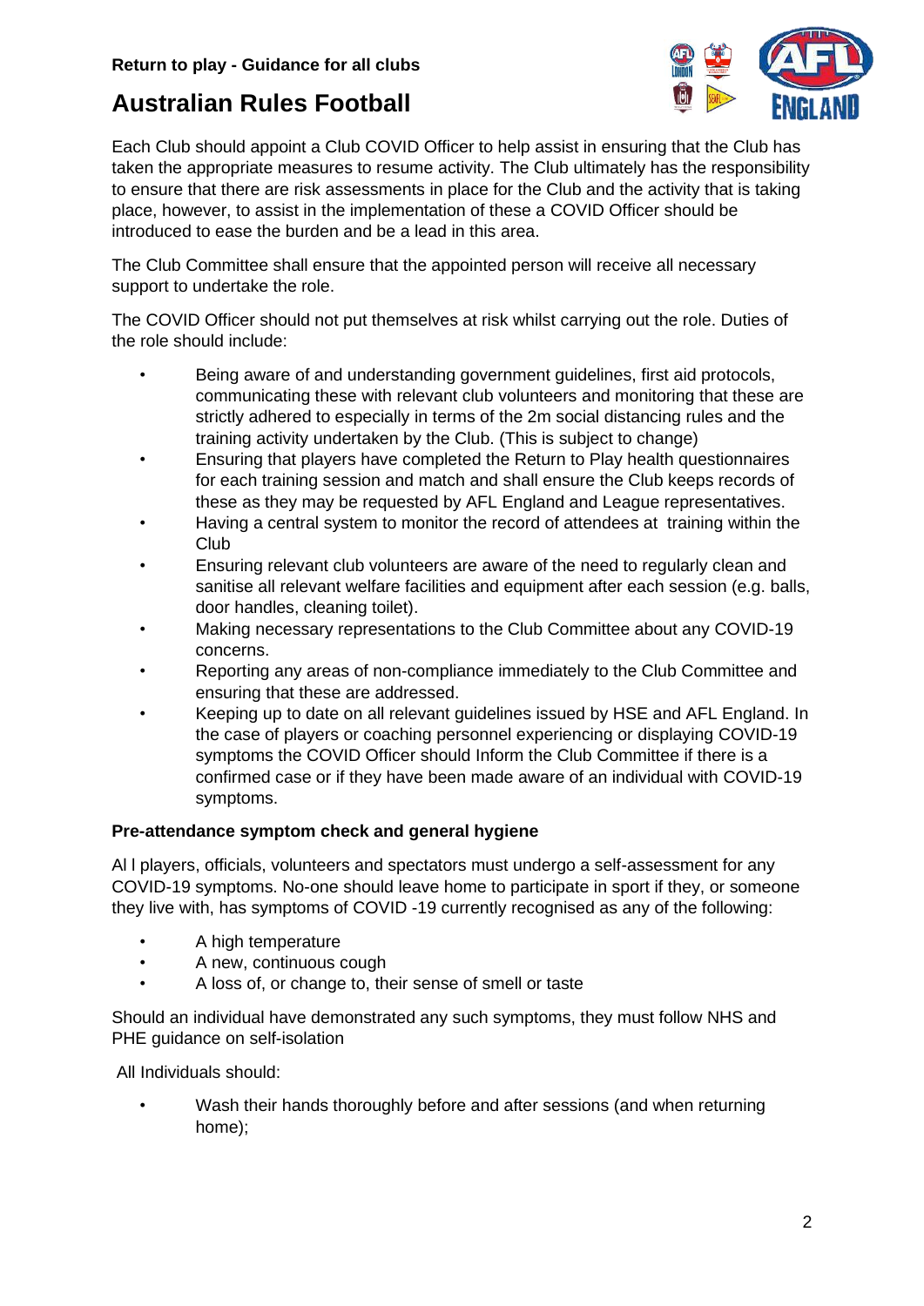Return to play - Guidance for all clubs

# Australian Rules Football

Each Club should appoint a Club COVID Officer to help assist in ensuring that the Club has taken the appropriate measures to resume activity. The Club ultimately has the responsibility to ensure that there are risk assessments in place for the Club and the activity that is taking place, however, to assist in the implementation of these a COVID Officer should be introduced to ease the burden and be a lead in this area.

The Club Committee shall ensure that the appointed person will receive all necessary support to undertake the role.

The COVID Officer should not put themselves at risk whilst carrying out the role. Duties of the role should include:

- Being aware of and understanding government guidelines, first aid protocols, communicating these with relevant club volunteers and monitoring that these are strictly adhered to especially in terms of the 2m social distancing rules and the training activity undertaken by the Club. (This is subject to change)
- Ensuring that players have completed the Return to Play health questionnaires for each training session and match and shall ensure the Club keeps records of these as they may be requested by AFL England and League representatives.
- Having a central system to monitor the record of attendees at training within the Club
- Ensuring relevant club volunteers are aware of the need to regularly clean and sanitise all relevant welfare facilities and equipment after each session (e.g. balls, door handles, cleaning toilet).
- Making necessary representations to the Club Committee about any COVID-19 concerns.
- Reporting any areas of non-compliance immediately to the Club Committee and ensuring that these are addressed.
- Keeping up to date on all relevant guidelines issued by HSE and AFL England. In the case of players or coaching personnel experiencing or displaying COVID-19 symptoms the COVID Officer should Inform the Club Committee if there is a confirmed case or if they have been made aware of an individual with COVID-19 symptoms.

**Pre-attendance symptom check and general hygiene**

Al l players, officials, volunteers and spectators must undergo a self-assessment for any COVID-19 symptoms. No-one should leave home to participate in sport if they, or someone they live with, has symptoms of COVID -19 currently recognised as any of the following:

- A high temperature
- A new, continuous cough
- A loss of, or change to, their sense of smell or taste

Should an individual have demonstrated any such symptoms, they must follow NHS and PHE guidance on self-isolation

All Individuals should:

- Wash their hands thoroughly before and after sessions (and when returning home);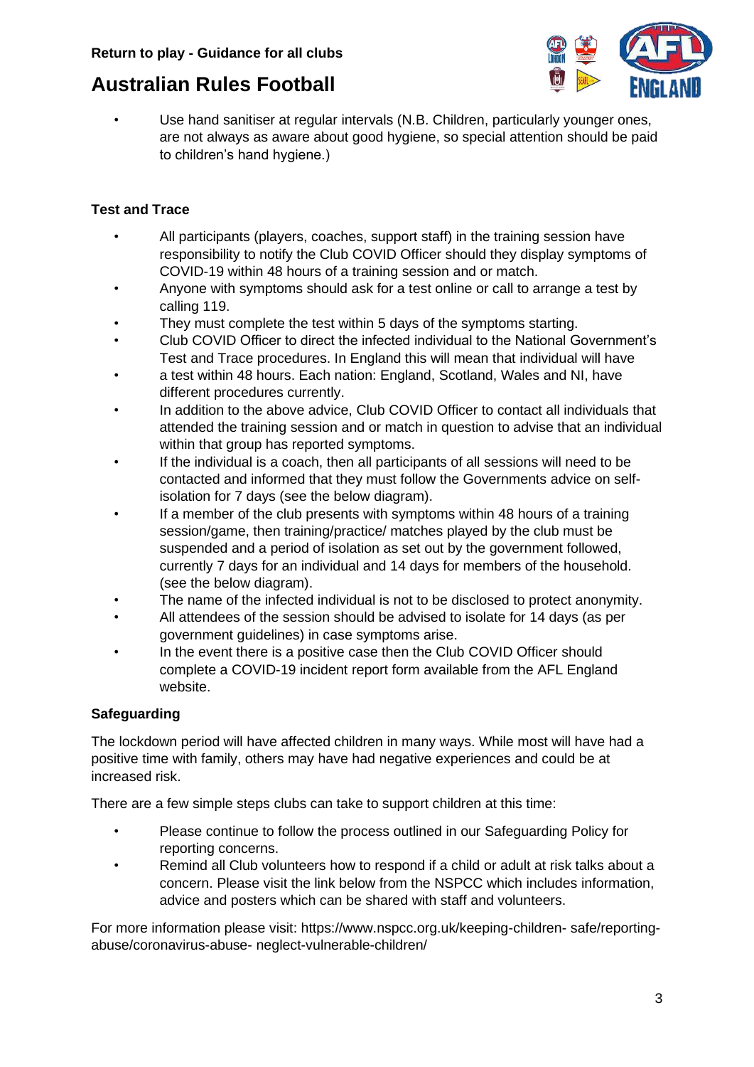- Use hand sanitiser at regular intervals (N.B. Children, particularly younger ones, are not always as aware about good hygiene, so special attention should be paid to children's hand hygiene.)

**Test and Trace**

- All participants (players, coaches, support staff) in the training session have responsibility to notify the Club COVID Officer should they display symptoms of COVID-19 within 48 hours of a training session and or match.
- Anyone with symptoms should ask for a test online or call to arrange a test by calling 119.
- They must complete the test within 5 days of the symptoms starting.
- Club COVID Officer to direct the infected individual to the National Government's Test and Trace procedures. In England this will mean that individual will have
- a test within 48 hours. Each nation: England, Scotland, Wales and NI, have different procedures currently.
- In addition to the above advice, Club COVID Officer to contact all individuals that attended the training session and or match in question to advise that an individual within that group has reported symptoms.
- If the individual is a coach, then all participants of all sessions will need to be contacted and informed that they must follow the Governments advice on self-isolation for 7 days (see the below diagram).
- If a member of the club presents with symptoms within 48 hours of a training session/game, then training/practice/ matches played by the club must be suspended and a period of isolation as set out by the government followed, currently 7 days for an individual and 14 days for members of the household. (see the below diagram).
- The name of the infected individual is not to be disclosed to protect anonymity.
- All attendees of the session should be advised to isolate for 14 days (as per government guidelines) in case symptoms arise.
- In the event there is a positive case then the Club COVID Officer should complete a COVID-19 incident report form available from the AFL England website.

**Safeguarding**

The lockdown period will have affected children in many ways. While most will have had a positive time with family, others may have had negative experiences and could be at increased risk.

There are a few simple steps clubs can take to support children at this time:

- Please continue to follow the process outlined in our Safeguarding Policy for reporting concerns.
- Remind all Club volunteers how to respond if a child or adult at risk talks about a concern. Please visit the link below from the NSPCC which includes information, advice and posters which can be shared with staff and volunteers.

For more information please visit: https://www.nspcc.org.uk/keeping-children- safe/reporting-abuse/coronavirus-abuse- neglect-vulnerable-children/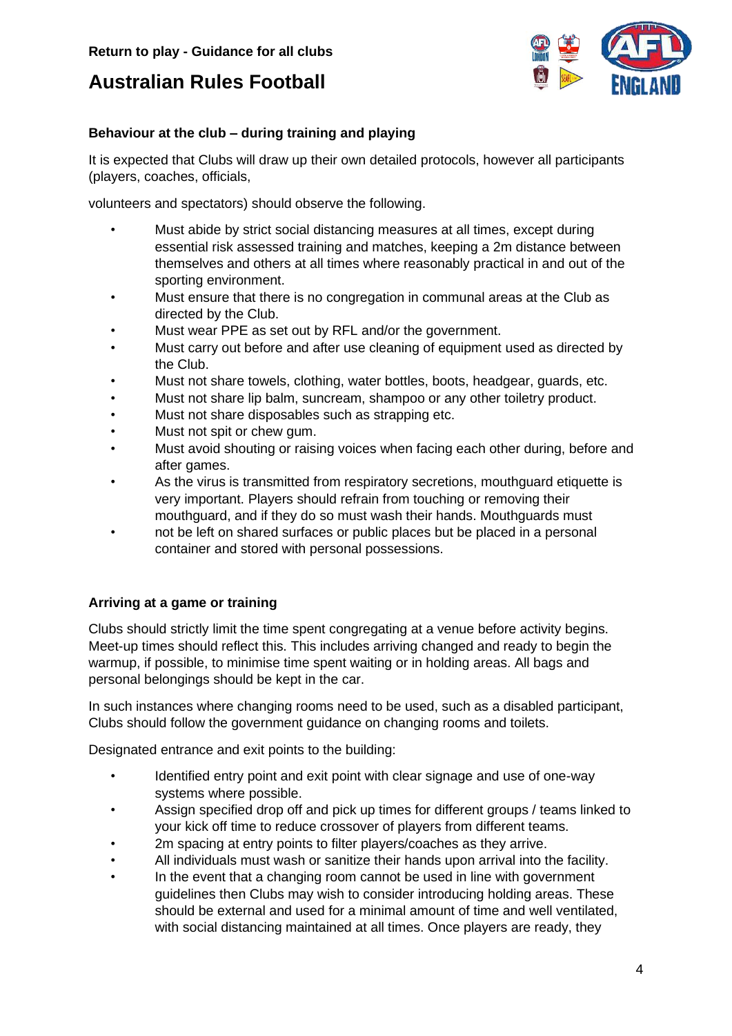## Behaviour at the club – during training and playing

It is expected that Clubs will draw up their own detailed protocols, however all participants (players, coaches, officials,

volunteers and spectators) should observe the following.

- Must abide by strict social distancing measures at all times, except during essential risk assessed training and matches, keeping a 2m distance between themselves and others at all times where reasonably practical in and out of the sporting environment.
- Must ensure that there is no congregation in communal areas at the Club as directed by the Club.
- Must wear PPE as set out by RFL and/or the government.
- Must carry out before and after use cleaning of equipment used as directed by the Club.
- Must not share towels, clothing, water bottles, boots, headgear, guards, etc.
- Must not share lip balm, suncream, shampoo or any other toiletry product.
- Must not share disposables such as strapping etc.
- Must not spit or chew gum.
- Must avoid shouting or raising voices when facing each other during, before and after games.
- As the virus is transmitted from respiratory secretions, mouthguard etiquette is very important. Players should refrain from touching or removing their mouthguard, and if they do so must wash their hands. Mouthguards must
- not be left on shared surfaces or public places but be placed in a personal container and stored with personal possessions.

## Arriving at a game or training

Clubs should strictly limit the time spent congregating at a venue before activity begins. Meet-up times should reflect this. This includes arriving changed and ready to begin the warmup, if possible, to minimise time spent waiting or in holding areas. All bags and personal belongings should be kept in the car.

In such instances where changing rooms need to be used, such as a disabled participant, Clubs should follow the government guidance on changing rooms and toilets.

Designated entrance and exit points to the building:

- Identified entry point and exit point with clear signage and use of one-way systems where possible.
- Assign specified drop off and pick up times for different groups / teams linked to your kick off time to reduce crossover of players from different teams.
- 2m spacing at entry points to filter players/coaches as they arrive.
- All individuals must wash or sanitize their hands upon arrival into the facility.
- In the event that a changing room cannot be used in line with government guidelines then Clubs may wish to consider introducing holding areas. These should be external and used for a minimal amount of time and well ventilated, with social distancing maintained at all times. Once players are ready, they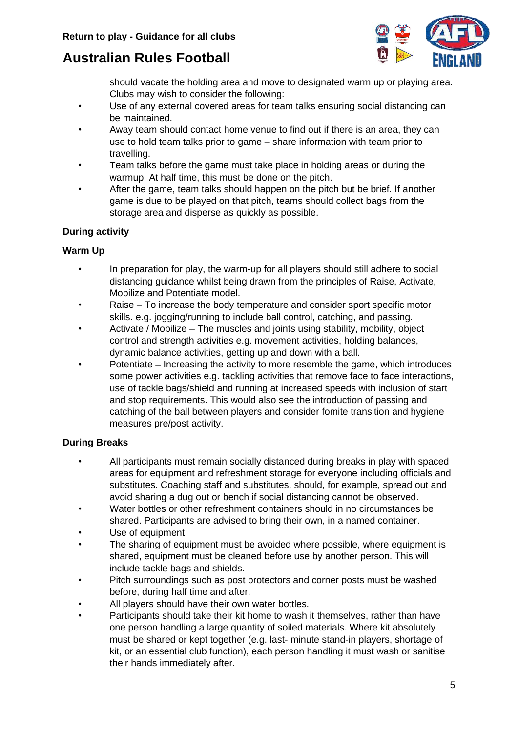should vacate the holding area and move to designated warm up or playing area. Clubs may wish to consider the following:

- Use of any external covered areas for team talks ensuring social distancing can be maintained.
- Away team should contact home venue to find out if there is an area, they can use to hold team talks prior to game – share information with team prior to travelling.
- Team talks before the game must take place in holding areas or during the warmup. At half time, this must be done on the pitch.
- After the game, team talks should happen on the pitch but be brief. If another game is due to be played on that pitch, teams should collect bags from the storage area and disperse as quickly as possible.

**During activity**

**Warm Up**

- In preparation for play, the warm-up for all players should still adhere to social distancing guidance whilst being drawn from the principles of Raise, Activate, Mobilize and Potentiate model.
- Raise – To increase the body temperature and consider sport specific motor skills. e.g. jogging/running to include ball control, catching, and passing.
- Activate / Mobilize – The muscles and joints using stability, mobility, object control and strength activities e.g. movement activities, holding balances, dynamic balance activities, getting up and down with a ball.
- Potentiate – Increasing the activity to more resemble the game, which introduces some power activities e.g. tackling activities that remove face to face interactions, use of tackle bags/shield and running at increased speeds with inclusion of start and stop requirements. This would also see the introduction of passing and catching of the ball between players and consider fomite transition and hygiene measures pre/post activity.

**During Breaks**

- All participants must remain socially distanced during breaks in play with spaced areas for equipment and refreshment storage for everyone including officials and substitutes. Coaching staff and substitutes, should, for example, spread out and avoid sharing a dug out or bench if social distancing cannot be observed.
- Water bottles or other refreshment containers should in no circumstances be shared. Participants are advised to bring their own, in a named container.
- Use of equipment
- The sharing of equipment must be avoided where possible, where equipment is shared, equipment must be cleaned before use by another person. This will include tackle bags and shields.
- Pitch surroundings such as post protectors and corner posts must be washed before, during half time and after.
- All players should have their own water bottles.
- Participants should take their kit home to wash it themselves, rather than have one person handling a large quantity of soiled materials. Where kit absolutely must be shared or kept together (e.g. last- minute stand-in players, shortage of kit, or an essential club function), each person handling it must wash or sanitise their hands immediately after.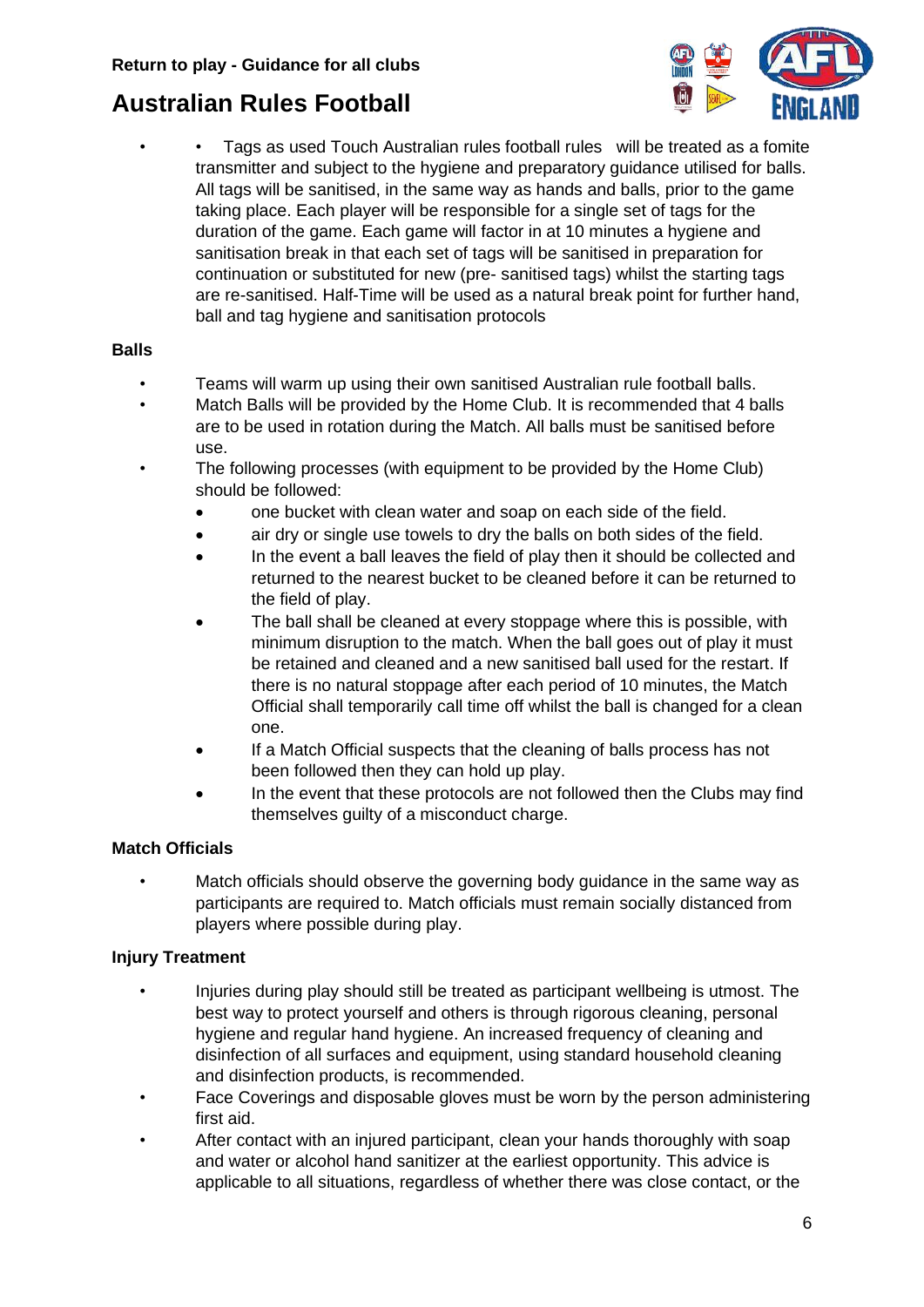- Tags as used Touch Australian rules football rules will be treated as a fomite transmitter and subject to the hygiene and preparatory guidance utilised for balls. All tags will be sanitised, in the same way as hands and balls, prior to the game taking place. Each player will be responsible for a single set of tags for the duration of the game. Each game will factor in at 10 minutes a hygiene and sanitisation break in that each set of tags will be sanitised in preparation for continuation or substituted for new (pre- sanitised tags) whilst the starting tags are re-sanitised. Half-Time will be used as a natural break point for further hand, ball and tag hygiene and sanitisation protocols

**Balls**

- Teams will warm up using their own sanitised Australian rule football balls.
- Match Balls will be provided by the Home Club. It is recommended that 4 balls are to be used in rotation during the Match. All balls must be sanitised before use.
- The following processes (with equipment to be provided by the Home Club) should be followed:
  - one bucket with clean water and soap on each side of the field.
  - air dry or single use towels to dry the balls on both sides of the field.
  - In the event a ball leaves the field of play then it should be collected and returned to the nearest bucket to be cleaned before it can be returned to the field of play.
  - The ball shall be cleaned at every stoppage where this is possible, with minimum disruption to the match. When the ball goes out of play it must be retained and cleaned and a new sanitised ball used for the restart. If there is no natural stoppage after each period of 10 minutes, the Match Official shall temporarily call time off whilst the ball is changed for a clean one.
  - If a Match Official suspects that the cleaning of balls process has not been followed then they can hold up play.
  - In the event that these protocols are not followed then the Clubs may find themselves guilty of a misconduct charge.

**Match Officials**

- Match officials should observe the governing body guidance in the same way as participants are required to. Match officials must remain socially distanced from players where possible during play.

**Injury Treatment**

- Injuries during play should still be treated as participant wellbeing is utmost. The best way to protect yourself and others is through rigorous cleaning, personal hygiene and regular hand hygiene. An increased frequency of cleaning and disinfection of all surfaces and equipment, using standard household cleaning and disinfection products, is recommended.
- Face Coverings and disposable gloves must be worn by the person administering first aid.
- After contact with an injured participant, clean your hands thoroughly with soap and water or alcohol hand sanitizer at the earliest opportunity. This advice is applicable to all situations, regardless of whether there was close contact, or the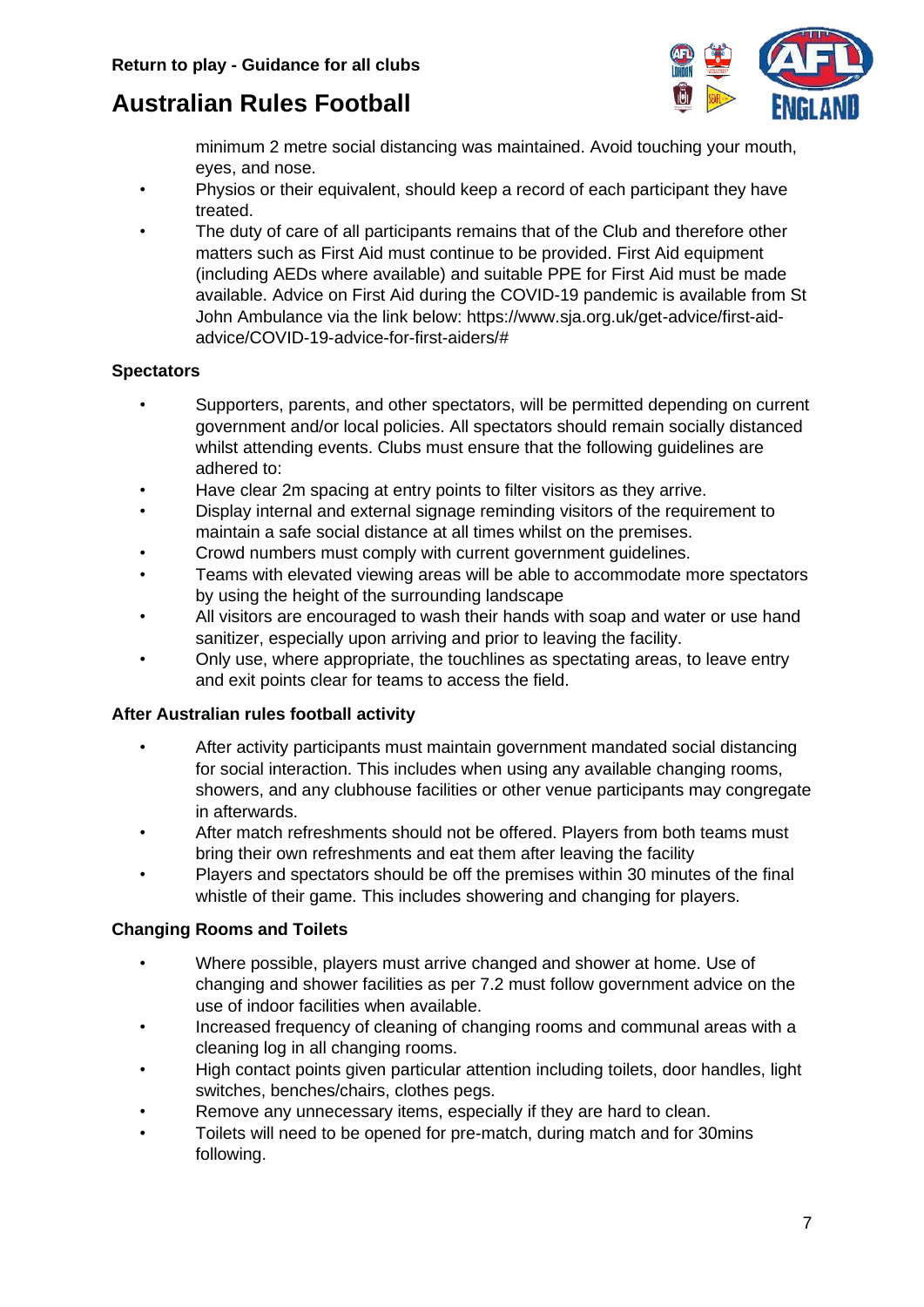minimum 2 metre social distancing was maintained. Avoid touching your mouth, eyes, and nose.

- Physios or their equivalent, should keep a record of each participant they have treated.
- The duty of care of all participants remains that of the Club and therefore other matters such as First Aid must continue to be provided. First Aid equipment (including AEDs where available) and suitable PPE for First Aid must be made available. Advice on First Aid during the COVID-19 pandemic is available from St John Ambulance via the link below: https://www.sja.org.uk/get-advice/first-aid-advice/COVID-19-advice-for-first-aiders/#

**Spectators**

- Supporters, parents, and other spectators, will be permitted depending on current government and/or local policies. All spectators should remain socially distanced whilst attending events. Clubs must ensure that the following guidelines are adhered to:
- Have clear 2m spacing at entry points to filter visitors as they arrive.
- Display internal and external signage reminding visitors of the requirement to maintain a safe social distance at all times whilst on the premises.
- Crowd numbers must comply with current government guidelines.
- Teams with elevated viewing areas will be able to accommodate more spectators by using the height of the surrounding landscape
- All visitors are encouraged to wash their hands with soap and water or use hand sanitizer, especially upon arriving and prior to leaving the facility.
- Only use, where appropriate, the touchlines as spectating areas, to leave entry and exit points clear for teams to access the field.

**After Australian rules football activity**

- After activity participants must maintain government mandated social distancing for social interaction. This includes when using any available changing rooms, showers, and any clubhouse facilities or other venue participants may congregate in afterwards.
- After match refreshments should not be offered. Players from both teams must bring their own refreshments and eat them after leaving the facility
- Players and spectators should be off the premises within 30 minutes of the final whistle of their game. This includes showering and changing for players.

**Changing Rooms and Toilets**

- Where possible, players must arrive changed and shower at home. Use of changing and shower facilities as per 7.2 must follow government advice on the use of indoor facilities when available.
- Increased frequency of cleaning of changing rooms and communal areas with a cleaning log in all changing rooms.
- High contact points given particular attention including toilets, door handles, light switches, benches/chairs, clothes pegs.
- Remove any unnecessary items, especially if they are hard to clean.
- Toilets will need to be opened for pre-match, during match and for 30mins following.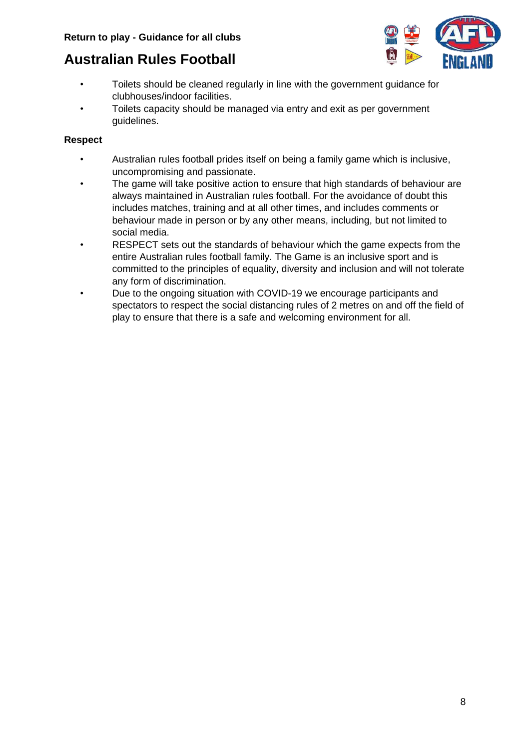- Toilets should be cleaned regularly in line with the government guidance for clubhouses/indoor facilities.
- Toilets capacity should be managed via entry and exit as per government guidelines.

**Respect**

- Australian rules football prides itself on being a family game which is inclusive, uncompromising and passionate.
- The game will take positive action to ensure that high standards of behaviour are always maintained in Australian rules football. For the avoidance of doubt this includes matches, training and at all other times, and includes comments or behaviour made in person or by any other means, including, but not limited to social media.
- RESPECT sets out the standards of behaviour which the game expects from the entire Australian rules football family. The Game is an inclusive sport and is committed to the principles of equality, diversity and inclusion and will not tolerate any form of discrimination.
- Due to the ongoing situation with COVID-19 we encourage participants and spectators to respect the social distancing rules of 2 metres on and off the field of play to ensure that there is a safe and welcoming environment for all.